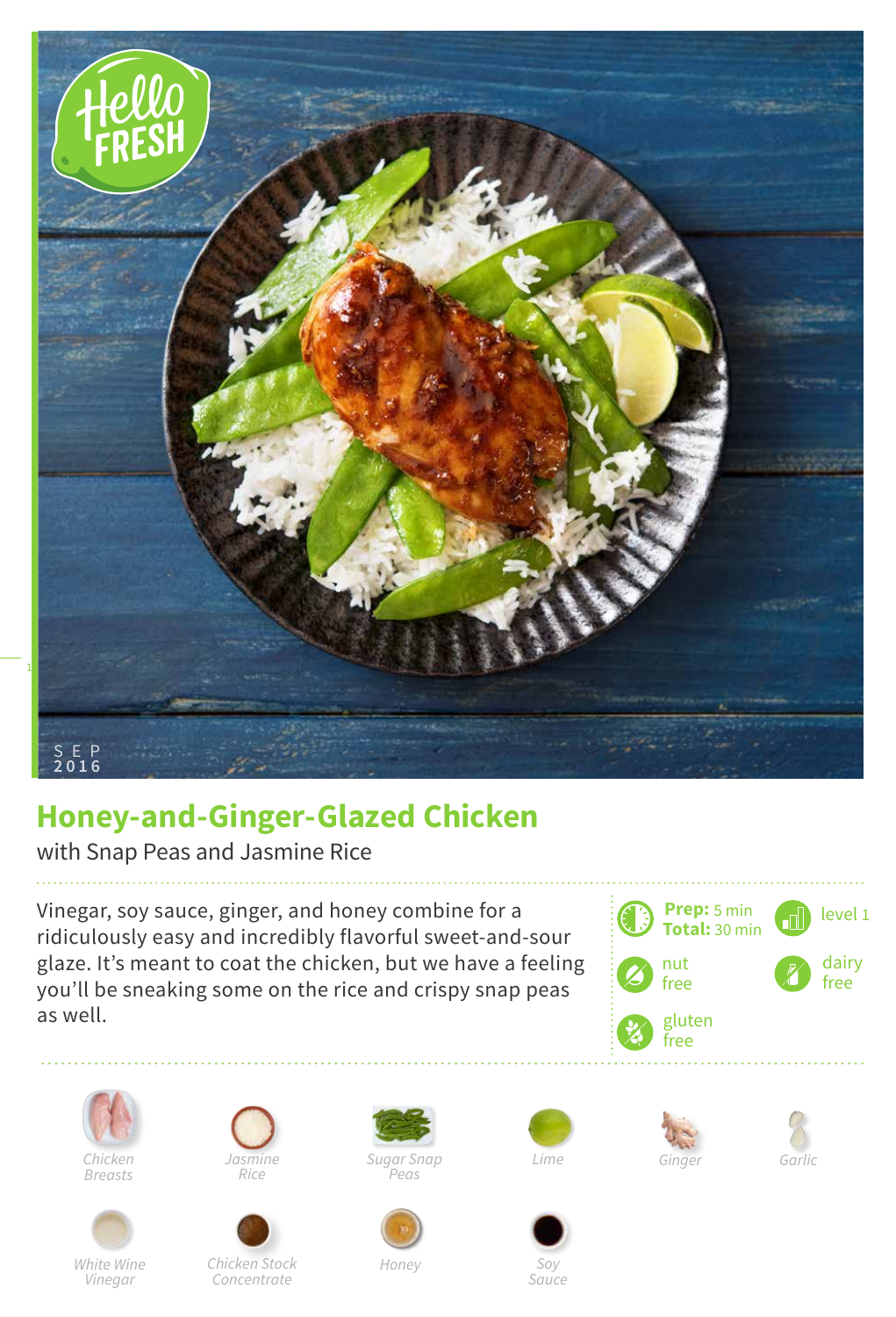SEP 2016

# Honey-and-Ginger-Glazed Chicken

with Snap Peas and Jasmine Rice

Vinegar, soy sauce, ginger, and honey combine for a ridiculously easy and incredibly flavorful sweet-and-sour glaze. It's meant to coat the chicken, but we have a feeling you'll be sneaking some on the rice and crispy snap peas as well.

**Prep:** 5 min
**Total:** 30 min

level 1

nut free

dairy free

gluten free

- Chicken Breasts
- Jasmine Rice
- Sugar Snap Peas
- Lime
- Ginger
- Garlic
- White Wine Vinegar
- Chicken Stock Concentrate
- Honey
- Soy Sauce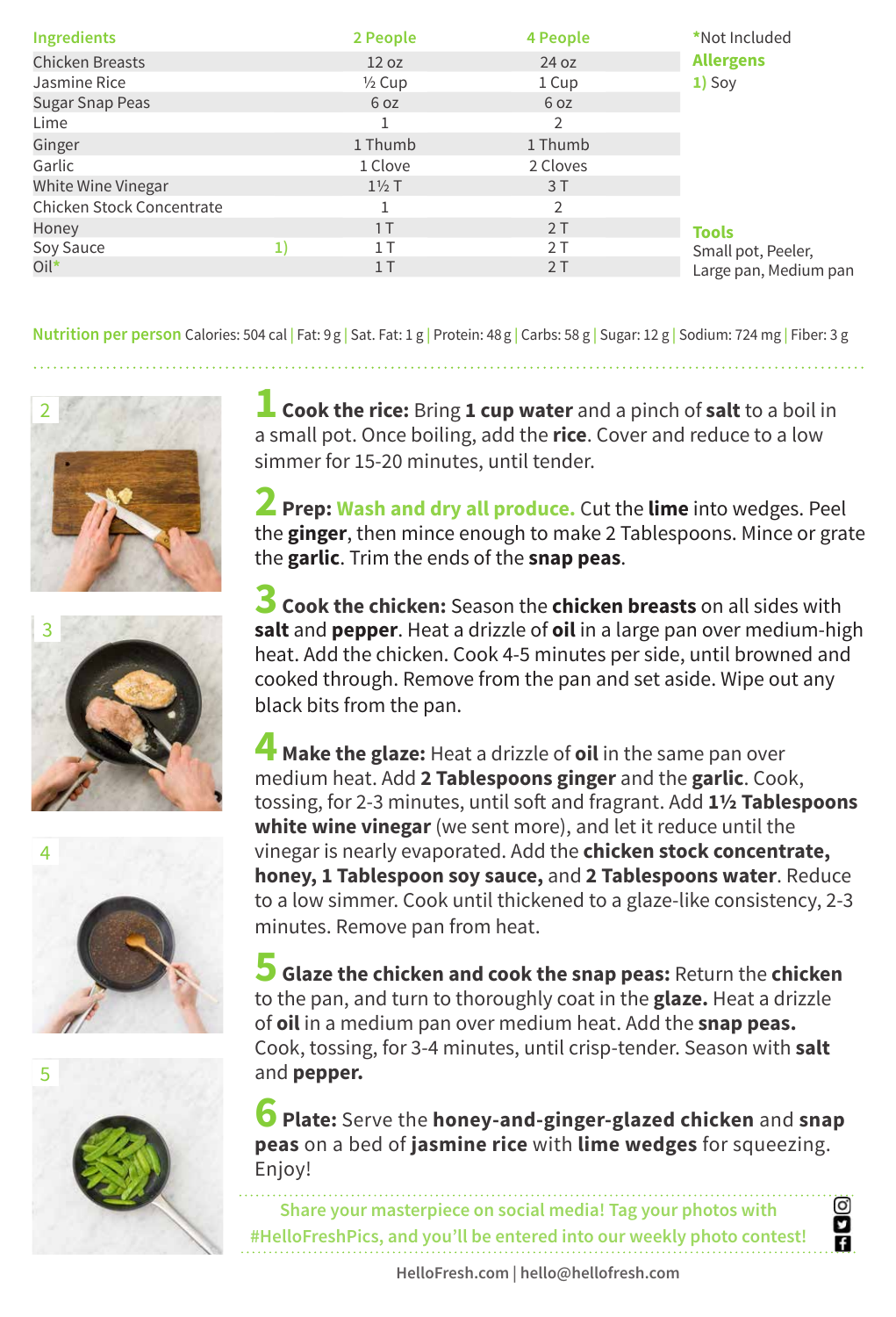| Ingredients | | 2 People | 4 People |
|---|---|---|---|
| Chicken Breasts | | 12 oz | 24 oz |
| Jasmine Rice | | ½ Cup | 1 Cup |
| Sugar Snap Peas | | 6 oz | 6 oz |
| Lime | | 1 | 2 |
| Ginger | | 1 Thumb | 1 Thumb |
| Garlic | | 1 Clove | 2 Cloves |
| White Wine Vinegar | | 1½ T | 3 T |
| Chicken Stock Concentrate | | 1 | 2 |
| Honey | | 1 T | 2 T |
| Soy Sauce | 1) | 1 T | 2 T |
| Oil* | | 1 T | 2 T |

*Not Included

**Allergens**

1) Soy

**Tools**

Small pot, Peeler, Large pan, Medium pan

**Nutrition per person** Calories: 504 cal | Fat: 9 g | Sat. Fat: 1 g | Protein: 48 g | Carbs: 58 g | Sugar: 12 g | Sodium: 724 mg | Fiber: 3 g

2

3

4

5

**1 Cook the rice:** Bring **1 cup water** and a pinch of **salt** to a boil in a small pot. Once boiling, add the **rice**. Cover and reduce to a low simmer for 15-20 minutes, until tender.

**2 Prep:** **Wash and dry all produce.** Cut the **lime** into wedges. Peel the **ginger**, then mince enough to make 2 Tablespoons. Mince or grate the **garlic**. Trim the ends of the **snap peas**.

**3 Cook the chicken:** Season the **chicken breasts** on all sides with **salt** and **pepper**. Heat a drizzle of **oil** in a large pan over medium-high heat. Add the chicken. Cook 4-5 minutes per side, until browned and cooked through. Remove from the pan and set aside. Wipe out any black bits from the pan.

**4 Make the glaze:** Heat a drizzle of **oil** in the same pan over medium heat. Add **2 Tablespoons ginger** and the **garlic**. Cook, tossing, for 2-3 minutes, until soft and fragrant. Add **1½ Tablespoons white wine vinegar** (we sent more), and let it reduce until the vinegar is nearly evaporated. Add the **chicken stock concentrate, honey, 1 Tablespoon soy sauce,** and **2 Tablespoons water**. Reduce to a low simmer. Cook until thickened to a glaze-like consistency, 2-3 minutes. Remove pan from heat.

**5 Glaze the chicken and cook the snap peas:** Return the **chicken** to the pan, and turn to thoroughly coat in the **glaze.** Heat a drizzle of **oil** in a medium pan over medium heat. Add the **snap peas.** Cook, tossing, for 3-4 minutes, until crisp-tender. Season with **salt** and **pepper.**

**6 Plate:** Serve the **honey-and-ginger-glazed chicken** and **snap peas** on a bed of **jasmine rice** with **lime wedges** for squeezing. Enjoy!

Share your masterpiece on social media! Tag your photos with #HelloFreshPics, and you'll be entered into our weekly photo contest!

HelloFresh.com | hello@hellofresh.com